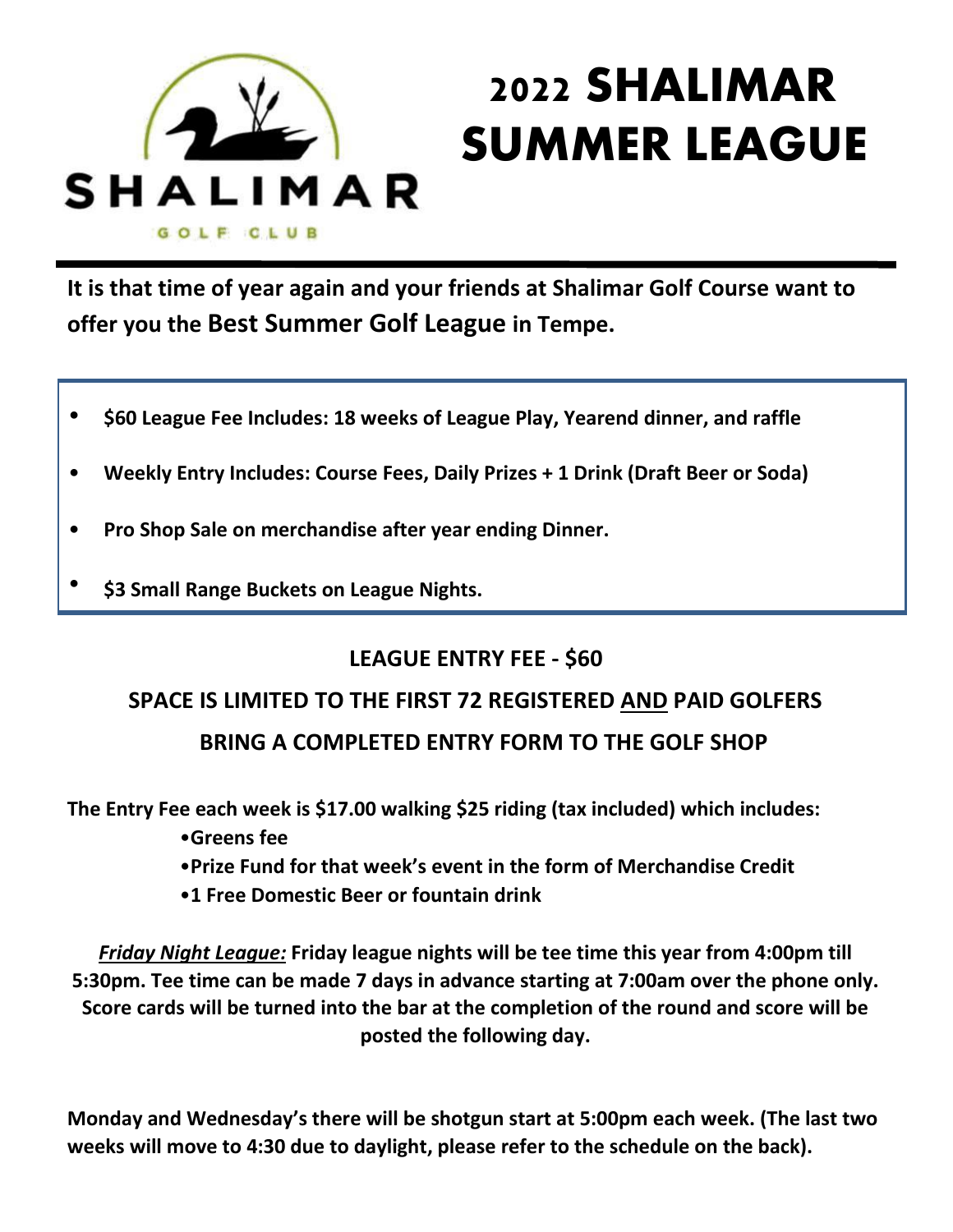SHALIMAR

GOLF CLUB

# 2022 SHALIMAR SUMMER LEAGUE

**It is that time of year again and your friends at Shalimar Golf Course want to offer you the Best Summer Golf League in Tempe.**

- **$60 League Fee Includes: 18 weeks of League Play, Yearend dinner, and raffle**
- **Weekly Entry Includes: Course Fees, Daily Prizes + 1 Drink (Draft Beer or Soda)**
- **Pro Shop Sale on merchandise after year ending Dinner.**
- **$3 Small Range Buckets on League Nights.**

**LEAGUE ENTRY FEE - $60**

**SPACE IS LIMITED TO THE FIRST 72 REGISTERED AND PAID GOLFERS**

**BRING A COMPLETED ENTRY FORM TO THE GOLF SHOP**

**The Entry Fee each week is $17.00 walking $25 riding (tax included) which includes:**

- **Greens fee**
- **Prize Fund for that week's event in the form of Merchandise Credit**
- **1 Free Domestic Beer or fountain drink**

***Friday Night League:*** **Friday league nights will be tee time this year from 4:00pm till 5:30pm. Tee time can be made 7 days in advance starting at 7:00am over the phone only. Score cards will be turned into the bar at the completion of the round and score will be posted the following day.**

**Monday and Wednesday's there will be shotgun start at 5:00pm each week. (The last two weeks will move to 4:30 due to daylight, please refer to the schedule on the back).**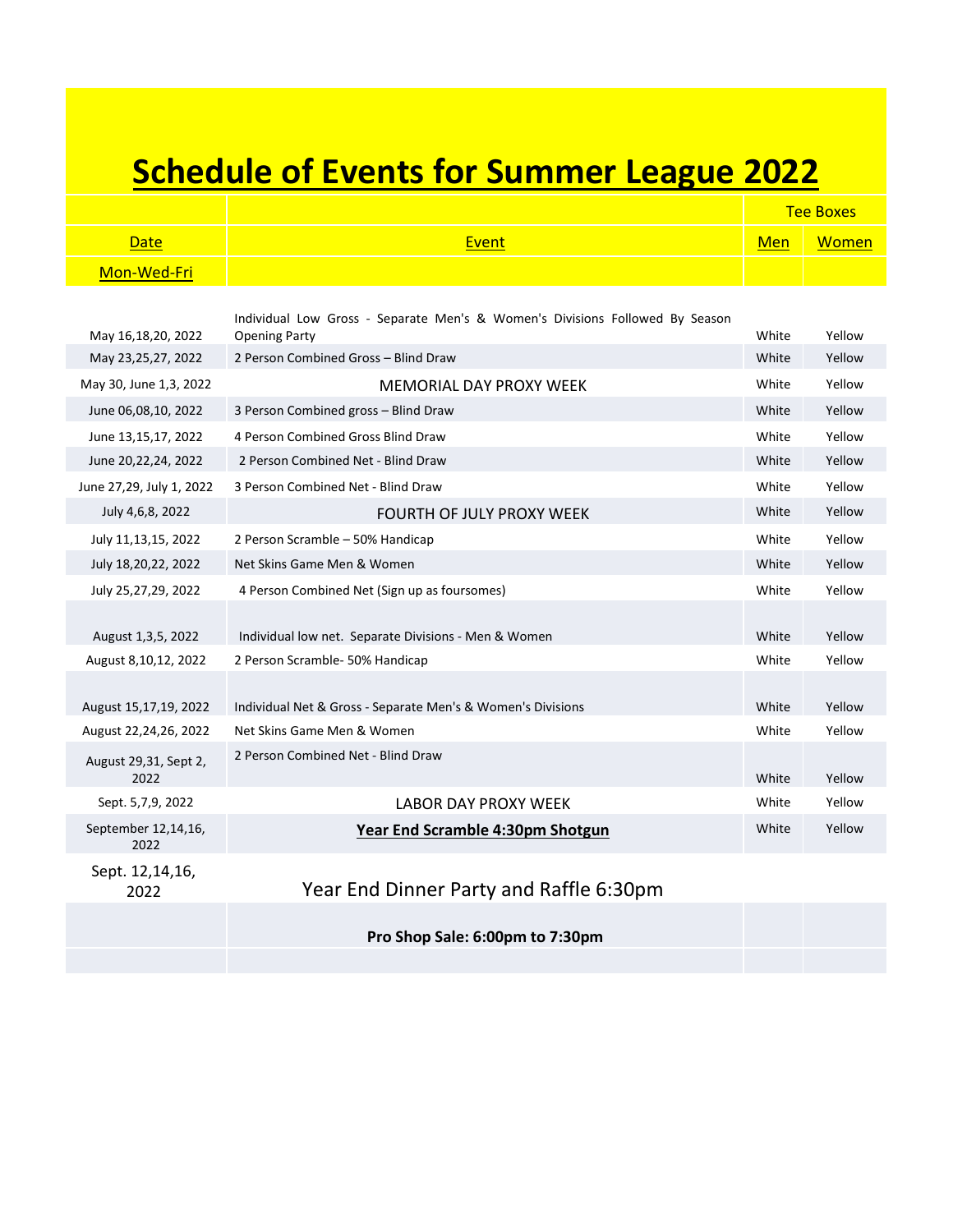# Schedule of Events for Summer League 2022

| | | Tee Boxes | |
|---|---|---|---|
| Date | Event | Men | Women |
| Mon-Wed-Fri | | | |
| May 16,18,20, 2022 | Individual Low Gross - Separate Men's & Women's Divisions Followed By Season Opening Party | White | Yellow |
| May 23,25,27, 2022 | 2 Person Combined Gross – Blind Draw | White | Yellow |
| May 30, June 1,3, 2022 | MEMORIAL DAY PROXY WEEK | White | Yellow |
| June 06,08,10, 2022 | 3 Person Combined gross – Blind Draw | White | Yellow |
| June 13,15,17, 2022 | 4 Person Combined Gross Blind Draw | White | Yellow |
| June 20,22,24, 2022 | 2 Person Combined Net - Blind Draw | White | Yellow |
| June 27,29, July 1, 2022 | 3 Person Combined Net - Blind Draw | White | Yellow |
| July 4,6,8, 2022 | FOURTH OF JULY PROXY WEEK | White | Yellow |
| July 11,13,15, 2022 | 2 Person Scramble – 50% Handicap | White | Yellow |
| July 18,20,22, 2022 | Net Skins Game Men & Women | White | Yellow |
| July 25,27,29, 2022 | 4 Person Combined Net (Sign up as foursomes) | White | Yellow |
| August 1,3,5, 2022 | Individual low net. Separate Divisions - Men & Women | White | Yellow |
| August 8,10,12, 2022 | 2 Person Scramble- 50% Handicap | White | Yellow |
| August 15,17,19, 2022 | Individual Net & Gross - Separate Men's & Women's Divisions | White | Yellow |
| August 22,24,26, 2022 | Net Skins Game Men & Women | White | Yellow |
| August 29,31, Sept 2, 2022 | 2 Person Combined Net - Blind Draw | White | Yellow |
| Sept. 5,7,9, 2022 | LABOR DAY PROXY WEEK | White | Yellow |
| September 12,14,16, 2022 | **Year End Scramble 4:30pm Shotgun** | White | Yellow |
| Sept. 12,14,16, 2022 | Year End Dinner Party and Raffle 6:30pm | | |
| | **Pro Shop Sale: 6:00pm to 7:30pm** | | |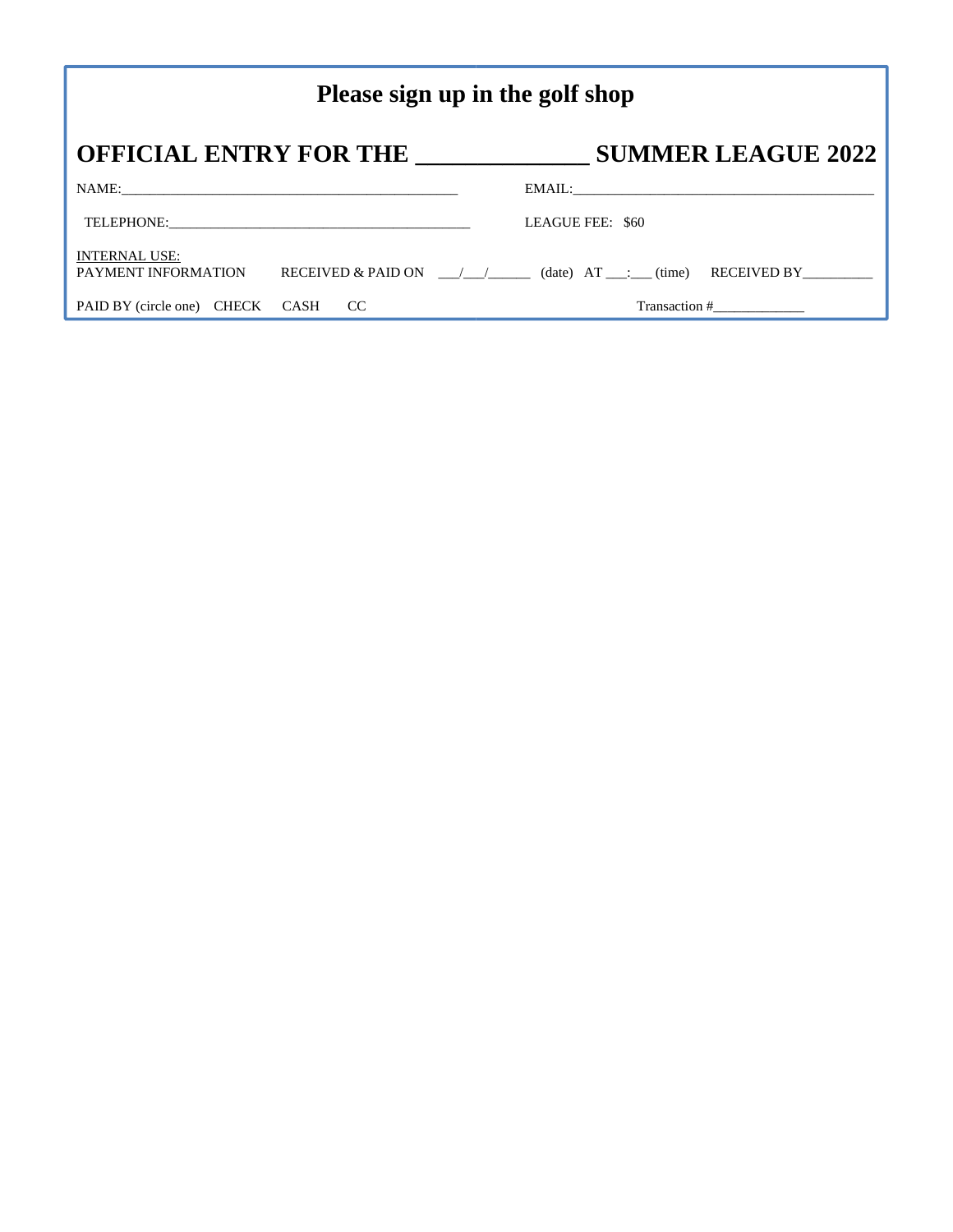# Please sign up in the golf shop

## OFFICIAL ENTRY FOR THE _____________ SUMMER LEAGUE 2022

NAME:_______________________________________________ EMAIL:__________________________________________

TELEPHONE:_________________________________________ LEAGUE FEE: $60

INTERNAL USE:
PAYMENT INFORMATION RECEIVED & PAID ON ___/___/______ (date) AT ___:___ (time) RECEIVED BY__________

PAID BY (circle one) CHECK CASH CC Transaction #_____________